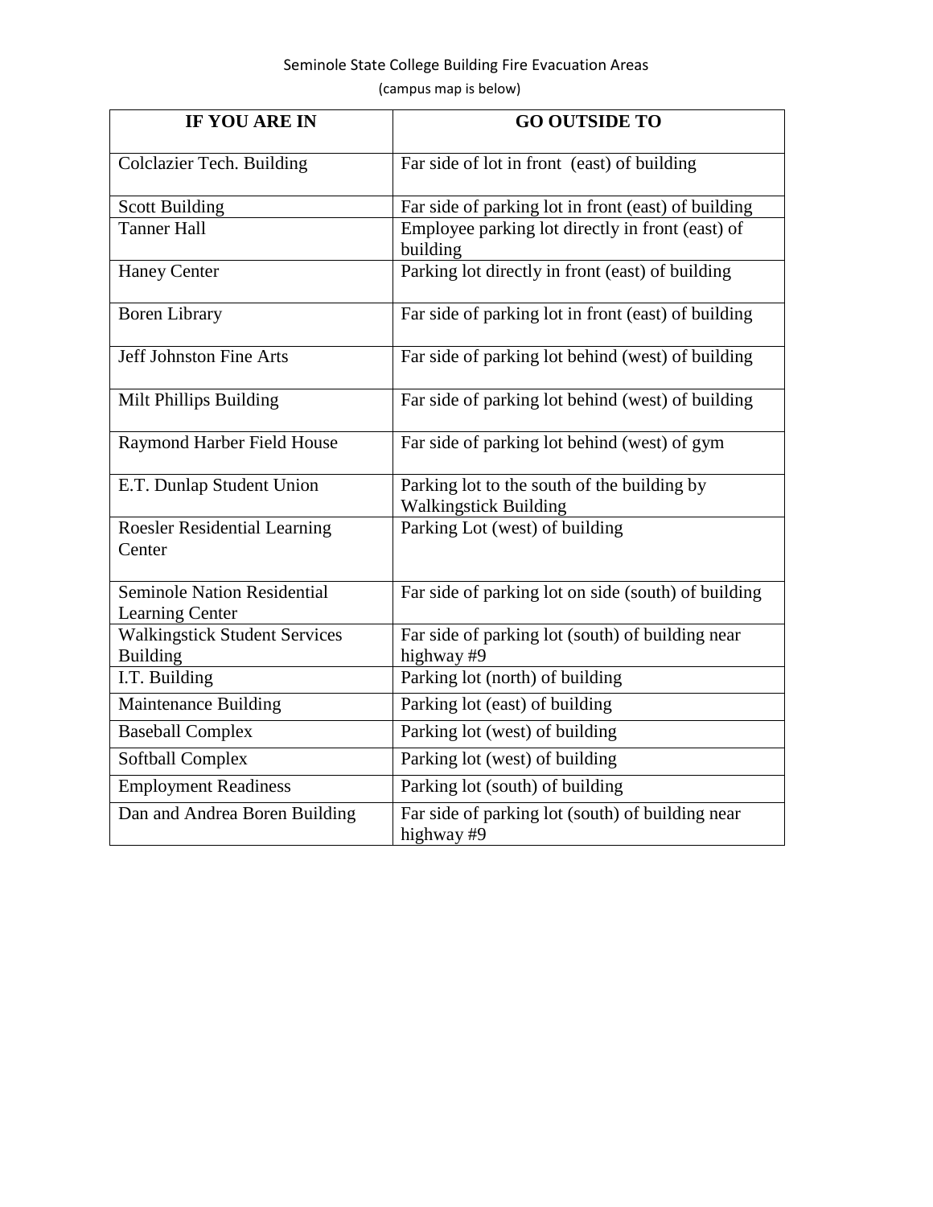# Seminole State College Building Fire Evacuation Areas

(campus map is below)

| IF YOU ARE IN | GO OUTSIDE TO |
|---|---|
| Colclazier Tech. Building | Far side of lot in front (east) of building |
| Scott Building | Far side of parking lot in front (east) of building |
| Tanner Hall | Employee parking lot directly in front (east) of building |
| Haney Center | Parking lot directly in front (east) of building |
| Boren Library | Far side of parking lot in front (east) of building |
| Jeff Johnston Fine Arts | Far side of parking lot behind (west) of building |
| Milt Phillips Building | Far side of parking lot behind (west) of building |
| Raymond Harber Field House | Far side of parking lot behind (west) of gym |
| E.T. Dunlap Student Union | Parking lot to the south of the building by Walkingstick Building |
| Roesler Residential Learning Center | Parking Lot (west) of building |
| Seminole Nation Residential Learning Center | Far side of parking lot on side (south) of building |
| Walkingstick Student Services Building | Far side of parking lot (south) of building near highway #9 |
| I.T. Building | Parking lot (north) of building |
| Maintenance Building | Parking lot (east) of building |
| Baseball Complex | Parking lot (west) of building |
| Softball Complex | Parking lot (west) of building |
| Employment Readiness | Parking lot (south) of building |
| Dan and Andrea Boren Building | Far side of parking lot (south) of building near highway #9 |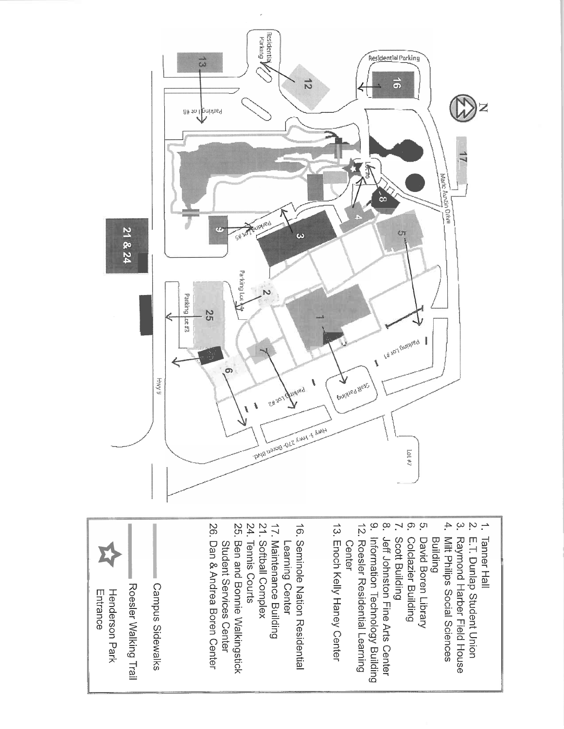1. Tanner Hall
2. E.T. Dunlap Student Union
3. Raymond Harber Field House
4. Milt Philips Social Sciences Building
5. David Boren Library
6. Colclazier Building
7. Scott Building
8. Jeff Johnston Fine Arts Center
9. Information Technology Building
12. Roesler Residential Learning Center
13. Enoch Kelly Haney Center
16. Seminole Nation Residential Learning Center
17. Maintenance Building
21. Softball Complex
24. Tennis Courts
25. Ben and Bonnie Walkingstick Student Services Center
26. Dan & Andrea Boren Center

Campus Sidewalks

Roesler Walking Trail

Henderson Park Entrance

Residential Parking

Residential Parking

Marie Austin Drive

Lot #6

Parking Lot #8

Parking Lot #5

Parking Lot #4

Parking Lot #3

Parking Lot #1

Staff Parking

Parking Lot #2

Lot #7

Hwy 3- Hwy 270- Boren Blvd.

Hwy 9

N